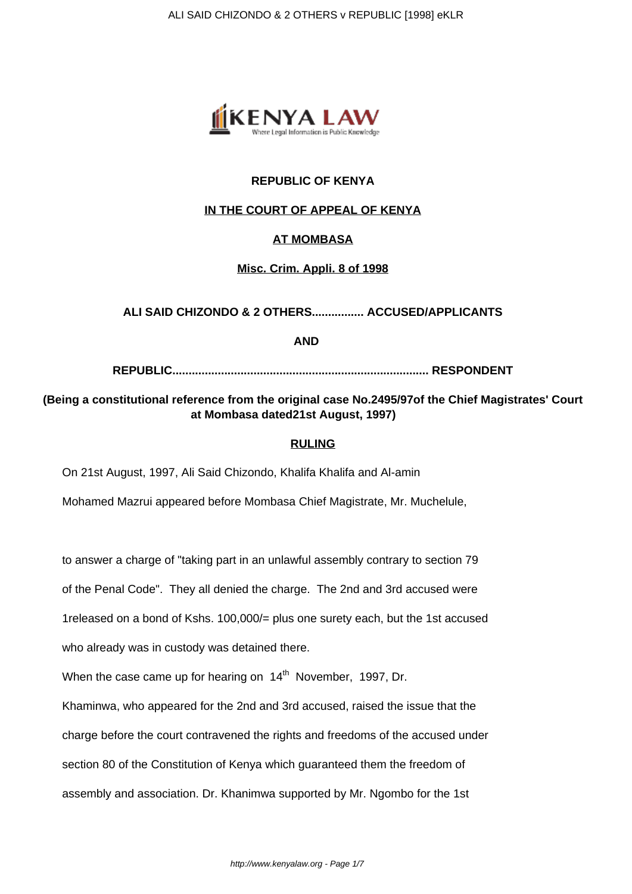**REPUBLIC OF KENYA**

**IN THE COURT OF APPEAL OF KENYA**

**AT MOMBASA**

**Misc. Crim. Appli. 8 of 1998**

**ALI SAID CHIZONDO & 2 OTHERS................ ACCUSED/APPLICANTS**

**AND**

**REPUBLIC.............................................................................. RESPONDENT**

**(Being a constitutional reference from the original case No.2495/97of the Chief Magistrates' Court at Mombasa dated21st August, 1997)**

**RULING**

On 21st August, 1997, Ali Said Chizondo, Khalifa Khalifa and Al-amin Mohamed Mazrui appeared before Mombasa Chief Magistrate, Mr. Muchelule,

to answer a charge of "taking part in an unlawful assembly contrary to section 79 of the Penal Code". They all denied the charge. The 2nd and 3rd accused were 1released on a bond of Kshs. 100,000/= plus one surety each, but the 1st accused who already was in custody was detained there.

When the case came up for hearing on 14th November, 1997, Dr. Khaminwa, who appeared for the 2nd and 3rd accused, raised the issue that the charge before the court contravened the rights and freedoms of the accused under section 80 of the Constitution of Kenya which guaranteed them the freedom of assembly and association. Dr. Khanimwa supported by Mr. Ngombo for the 1st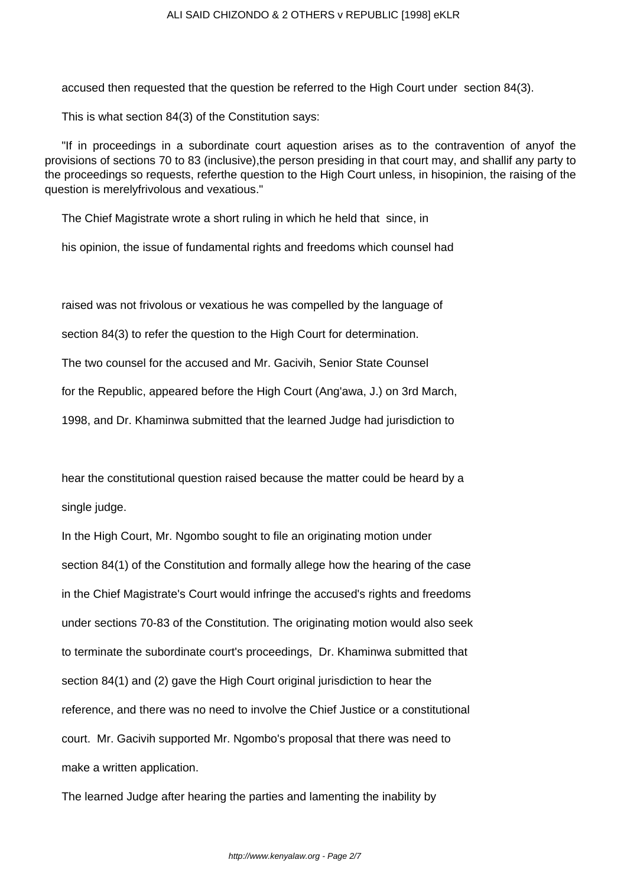accused then requested that the question be referred to the High Court under section 84(3).

This is what section 84(3) of the Constitution says:

"If in proceedings in a subordinate court aquestion arises as to the contravention of anyof the provisions of sections 70 to 83 (inclusive),the person presiding in that court may, and shallif any party to the proceedings so requests, referthe question to the High Court unless, in hisopinion, the raising of the question is merelyfrivolous and vexatious."

The Chief Magistrate wrote a short ruling in which he held that since, in his opinion, the issue of fundamental rights and freedoms which counsel had raised was not frivolous or vexatious he was compelled by the language of section 84(3) to refer the question to the High Court for determination.

The two counsel for the accused and Mr. Gacivih, Senior State Counsel for the Republic, appeared before the High Court (Ang'awa, J.) on 3rd March, 1998, and Dr. Khaminwa submitted that the learned Judge had jurisdiction to hear the constitutional question raised because the matter could be heard by a single judge.

In the High Court, Mr. Ngombo sought to file an originating motion under section 84(1) of the Constitution and formally allege how the hearing of the case in the Chief Magistrate's Court would infringe the accused's rights and freedoms under sections 70-83 of the Constitution. The originating motion would also seek to terminate the subordinate court's proceedings, Dr. Khaminwa submitted that section 84(1) and (2) gave the High Court original jurisdiction to hear the reference, and there was no need to involve the Chief Justice or a constitutional court. Mr. Gacivih supported Mr. Ngombo's proposal that there was need to make a written application.

The learned Judge after hearing the parties and lamenting the inability by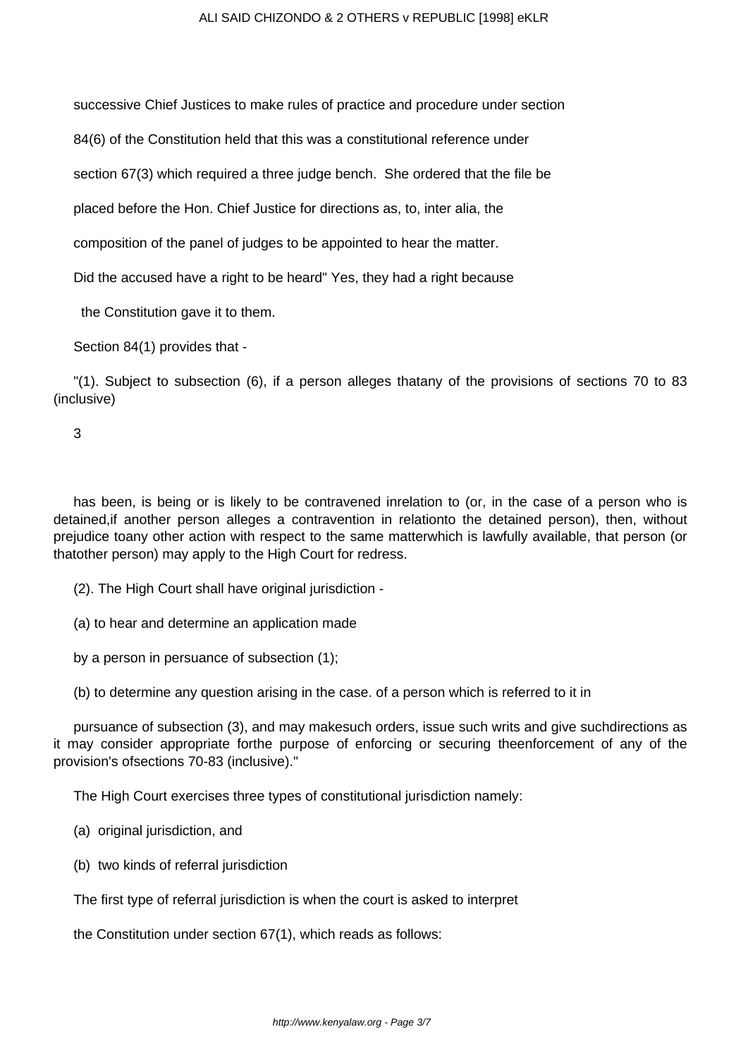successive Chief Justices to make rules of practice and procedure under section 84(6) of the Constitution held that this was a constitutional reference under section 67(3) which required a three judge bench. She ordered that the file be placed before the Hon. Chief Justice for directions as, to, inter alia, the composition of the panel of judges to be appointed to hear the matter.

Did the accused have a right to be heard" Yes, they had a right because the Constitution gave it to them.

Section 84(1) provides that -

"(1). Subject to subsection (6), if a person alleges thatany of the provisions of sections 70 to 83 (inclusive)

3

has been, is being or is likely to be contravened inrelation to (or, in the case of a person who is detained,if another person alleges a contravention in relationto the detained person), then, without prejudice toany other action with respect to the same matterwhich is lawfully available, that person (or thatother person) may apply to the High Court for redress.

(2). The High Court shall have original jurisdiction -

(a) to hear and determine an application made by a person in persuance of subsection (1);

(b) to determine any question arising in the case. of a person which is referred to it in pursuance of subsection (3), and may makesuch orders, issue such writs and give suchdirections as it may consider appropriate forthe purpose of enforcing or securing theenforcement of any of the provision's ofsections 70-83 (inclusive)."

The High Court exercises three types of constitutional jurisdiction namely:

(a) original jurisdiction, and

(b) two kinds of referral jurisdiction

The first type of referral jurisdiction is when the court is asked to interpret the Constitution under section 67(1), which reads as follows: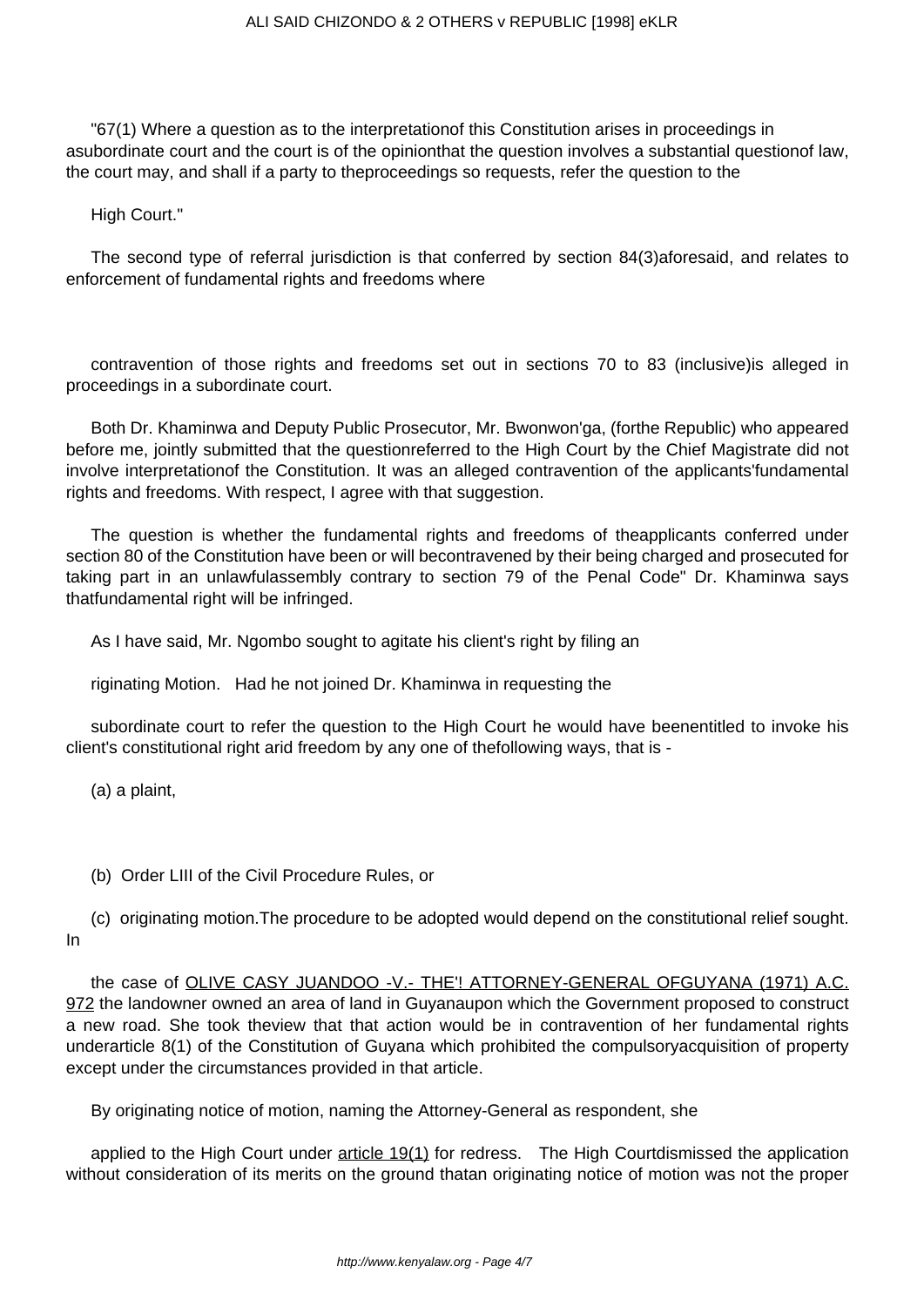"67(1) Where a question as to the interpretationof this Constitution arises in proceedings in asubordinate court and the court is of the opinionthat the question involves a substantial questionof law, the court may, and shall if a party to theproceedings so requests, refer the question to the

High Court."

The second type of referral jurisdiction is that conferred by section 84(3)aforesaid, and relates to enforcement of fundamental rights and freedoms where

contravention of those rights and freedoms set out in sections 70 to 83 (inclusive)is alleged in proceedings in a subordinate court.

Both Dr. Khaminwa and Deputy Public Prosecutor, Mr. Bwonwon'ga, (forthe Republic) who appeared before me, jointly submitted that the questionreferred to the High Court by the Chief Magistrate did not involve interpretationof the Constitution. It was an alleged contravention of the applicants'fundamental rights and freedoms. With respect, I agree with that suggestion.

The question is whether the fundamental rights and freedoms of theapplicants conferred under section 80 of the Constitution have been or will becontravened by their being charged and prosecuted for taking part in an unlawfulassembly contrary to section 79 of the Penal Code" Dr. Khaminwa says thatfundamental right will be infringed.

As I have said, Mr. Ngombo sought to agitate his client's right by filing an

riginating Motion.   Had he not joined Dr. Khaminwa in requesting the

subordinate court to refer the question to the High Court he would have beenentitled to invoke his client's constitutional right arid freedom by any one of thefollowing ways, that is -

(a) a plaint,

(b)  Order LIII of the Civil Procedure Rules, or

(c)  originating motion.The procedure to be adopted would depend on the constitutional relief sought. In

the case of OLIVE CASY JUANDOO -V.- THE'! ATTORNEY-GENERAL OFGUYANA (1971) A.C. 972 the landowner owned an area of land in Guyanaupon which the Government proposed to construct a new road. She took theview that that action would be in contravention of her fundamental rights underarticle 8(1) of the Constitution of Guyana which prohibited the compulsoryacquisition of property except under the circumstances provided in that article.

By originating notice of motion, naming the Attorney-General as respondent, she

applied to the High Court under article 19(1) for redress.   The High Courtdismissed the application without consideration of its merits on the ground thatan originating notice of motion was not the proper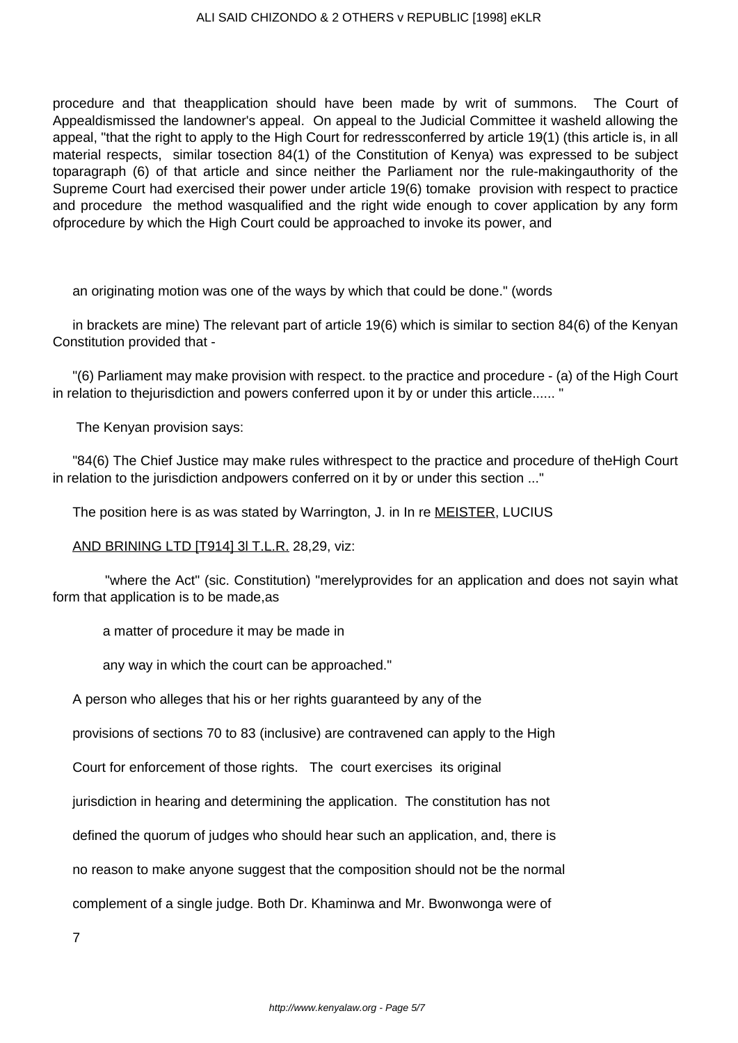procedure and that theapplication should have been made by writ of summons. The Court of Appealdismissed the landowner's appeal. On appeal to the Judicial Committee it washeld allowing the appeal, "that the right to apply to the High Court for redressconferred by article 19(1) (this article is, in all material respects, similar tosection 84(1) of the Constitution of Kenya) was expressed to be subject toparagraph (6) of that article and since neither the Parliament nor the rule-makingauthority of the Supreme Court had exercised their power under article 19(6) tomake provision with respect to practice and procedure the method wasqualified and the right wide enough to cover application by any form ofprocedure by which the High Court could be approached to invoke its power, and

an originating motion was one of the ways by which that could be done." (words

in brackets are mine) The relevant part of article 19(6) which is similar to section 84(6) of the Kenyan Constitution provided that -

"(6) Parliament may make provision with respect. to the practice and procedure - (a) of the High Court in relation to thejurisdiction and powers conferred upon it by or under this article...... "

The Kenyan provision says:

"84(6) The Chief Justice may make rules withrespect to the practice and procedure of theHigh Court in relation to the jurisdiction andpowers conferred on it by or under this section ..."

The position here is as was stated by Warrington, J. in In re MEISTER, LUCIUS

AND BRINING LTD [T914] 3l T.L.R. 28,29, viz:

"where the Act" (sic. Constitution) "merelyprovides for an application and does not sayin what form that application is to be made,as

a matter of procedure it may be made in

any way in which the court can be approached."

A person who alleges that his or her rights guaranteed by any of the

provisions of sections 70 to 83 (inclusive) are contravened can apply to the High

Court for enforcement of those rights. The court exercises its original

jurisdiction in hearing and determining the application. The constitution has not

defined the quorum of judges who should hear such an application, and, there is

no reason to make anyone suggest that the composition should not be the normal

complement of a single judge. Both Dr. Khaminwa and Mr. Bwonwonga were of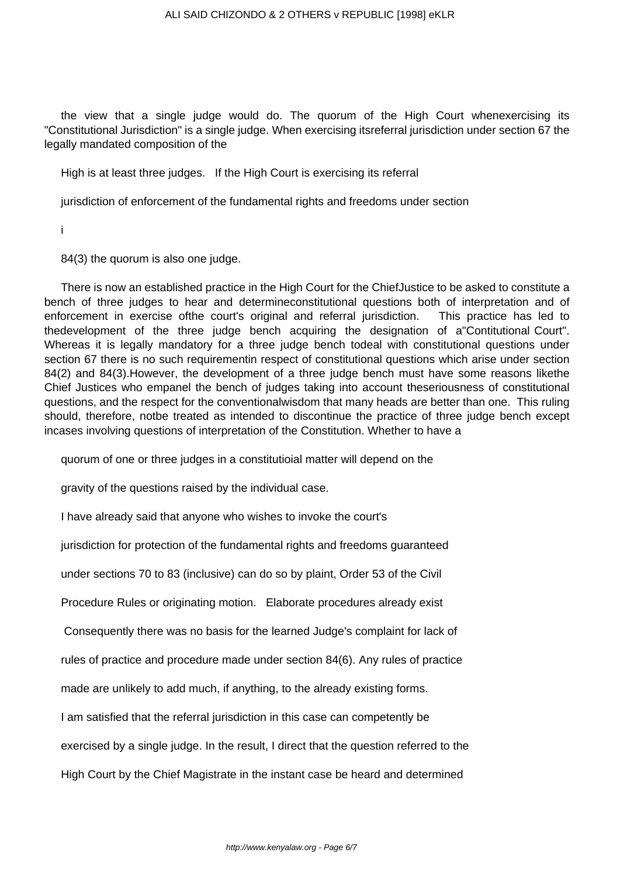the view that a single judge would do. The quorum of the High Court whenexercising its "Constitutional Jurisdiction" is a single judge. When exercising itsreferral jurisdiction under section 67 the legally mandated composition of the

High is at least three judges. If the High Court is exercising its referral

jurisdiction of enforcement of the fundamental rights and freedoms under section

i

84(3) the quorum is also one judge.

There is now an established practice in the High Court for the ChiefJustice to be asked to constitute a bench of three judges to hear and determineconstitutional questions both of interpretation and of enforcement in exercise ofthe court's original and referral jurisdiction. This practice has led to thedevelopment of the three judge bench acquiring the designation of a"Contitutional Court". Whereas it is legally mandatory for a three judge bench todeal with constitutional questions under section 67 there is no such requirementin respect of constitutional questions which arise under section 84(2) and 84(3).However, the development of a three judge bench must have some reasons likethe Chief Justices who empanel the bench of judges taking into account theseriousness of constitutional questions, and the respect for the conventionalwisdom that many heads are better than one. This ruling should, therefore, notbe treated as intended to discontinue the practice of three judge bench except incases involving questions of interpretation of the Constitution. Whether to have a

quorum of one or three judges in a constitutioial matter will depend on the

gravity of the questions raised by the individual case.

I have already said that anyone who wishes to invoke the court's

jurisdiction for protection of the fundamental rights and freedoms guaranteed

under sections 70 to 83 (inclusive) can do so by plaint, Order 53 of the Civil

Procedure Rules or originating motion. Elaborate procedures already exist

Consequently there was no basis for the learned Judge's complaint for lack of

rules of practice and procedure made under section 84(6). Any rules of practice

made are unlikely to add much, if anything, to the already existing forms.

I am satisfied that the referral jurisdiction in this case can competently be

exercised by a single judge. In the result, I direct that the question referred to the

High Court by the Chief Magistrate in the instant case be heard and determined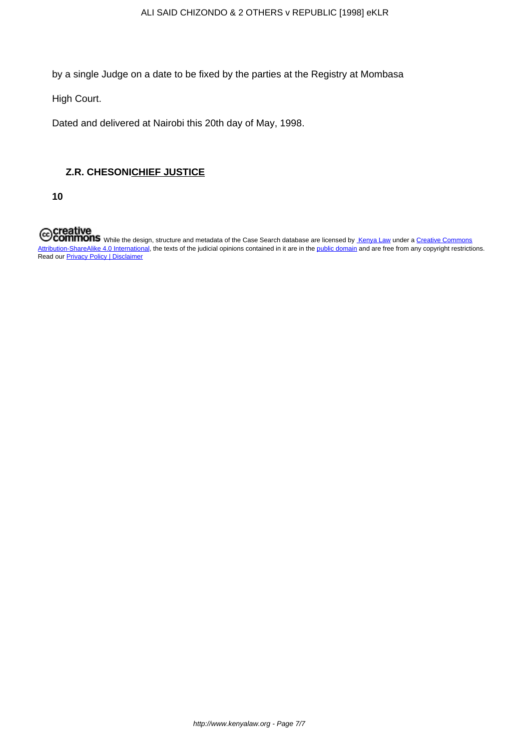by a single Judge on a date to be fixed by the parties at the Registry at Mombasa

High Court.

Dated and delivered at Nairobi this 20th day of May, 1998.

**Z.R. CHESONI<u>CHIEF JUSTICE</u>**

**10**

While the design, structure and metadata of the Case Search database are licensed by Kenya Law under a Creative Commons Attribution-ShareAlike 4.0 International, the texts of the judicial opinions contained in it are in the public domain and are free from any copyright restrictions. Read our Privacy Policy | Disclaimer